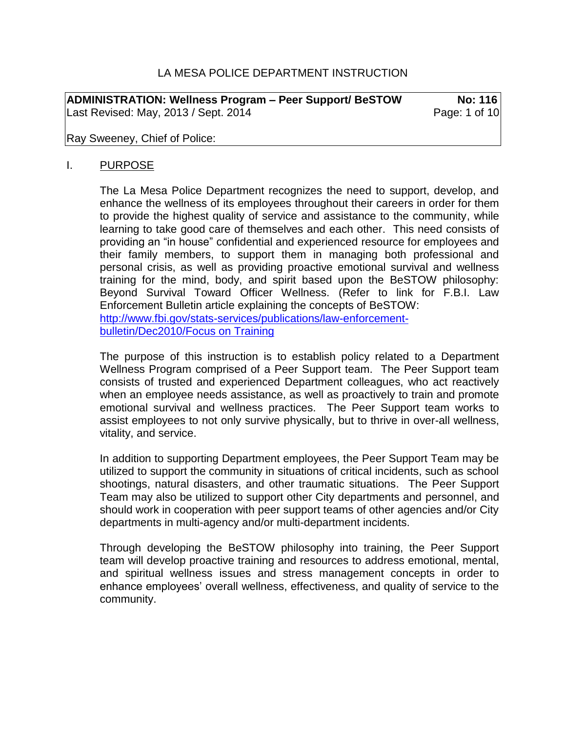LA MESA POLICE DEPARTMENT INSTRUCTION

| **ADMINISTRATION: Wellness Program – Peer Support/ BeSTOW** | **No: 116** |
| --- | --- |
| Last Revised: May, 2013 / Sept. 2014 | |
| Ray Sweeney, Chief of Police: | |

## I. PURPOSE

The La Mesa Police Department recognizes the need to support, develop, and enhance the wellness of its employees throughout their careers in order for them to provide the highest quality of service and assistance to the community, while learning to take good care of themselves and each other. This need consists of providing an "in house" confidential and experienced resource for employees and their family members, to support them in managing both professional and personal crisis, as well as providing proactive emotional survival and wellness training for the mind, body, and spirit based upon the BeSTOW philosophy: Beyond Survival Toward Officer Wellness. (Refer to link for F.B.I. Law Enforcement Bulletin article explaining the concepts of BeSTOW: [http://www.fbi.gov/stats-services/publications/law-enforcement-bulletin/Dec2010/Focus on Training](http://www.fbi.gov/stats-services/publications/law-enforcement-bulletin/Dec2010/Focus on Training)

The purpose of this instruction is to establish policy related to a Department Wellness Program comprised of a Peer Support team. The Peer Support team consists of trusted and experienced Department colleagues, who act reactively when an employee needs assistance, as well as proactively to train and promote emotional survival and wellness practices. The Peer Support team works to assist employees to not only survive physically, but to thrive in over-all wellness, vitality, and service.

In addition to supporting Department employees, the Peer Support Team may be utilized to support the community in situations of critical incidents, such as school shootings, natural disasters, and other traumatic situations. The Peer Support Team may also be utilized to support other City departments and personnel, and should work in cooperation with peer support teams of other agencies and/or City departments in multi-agency and/or multi-department incidents.

Through developing the BeSTOW philosophy into training, the Peer Support team will develop proactive training and resources to address emotional, mental, and spiritual wellness issues and stress management concepts in order to enhance employees' overall wellness, effectiveness, and quality of service to the community.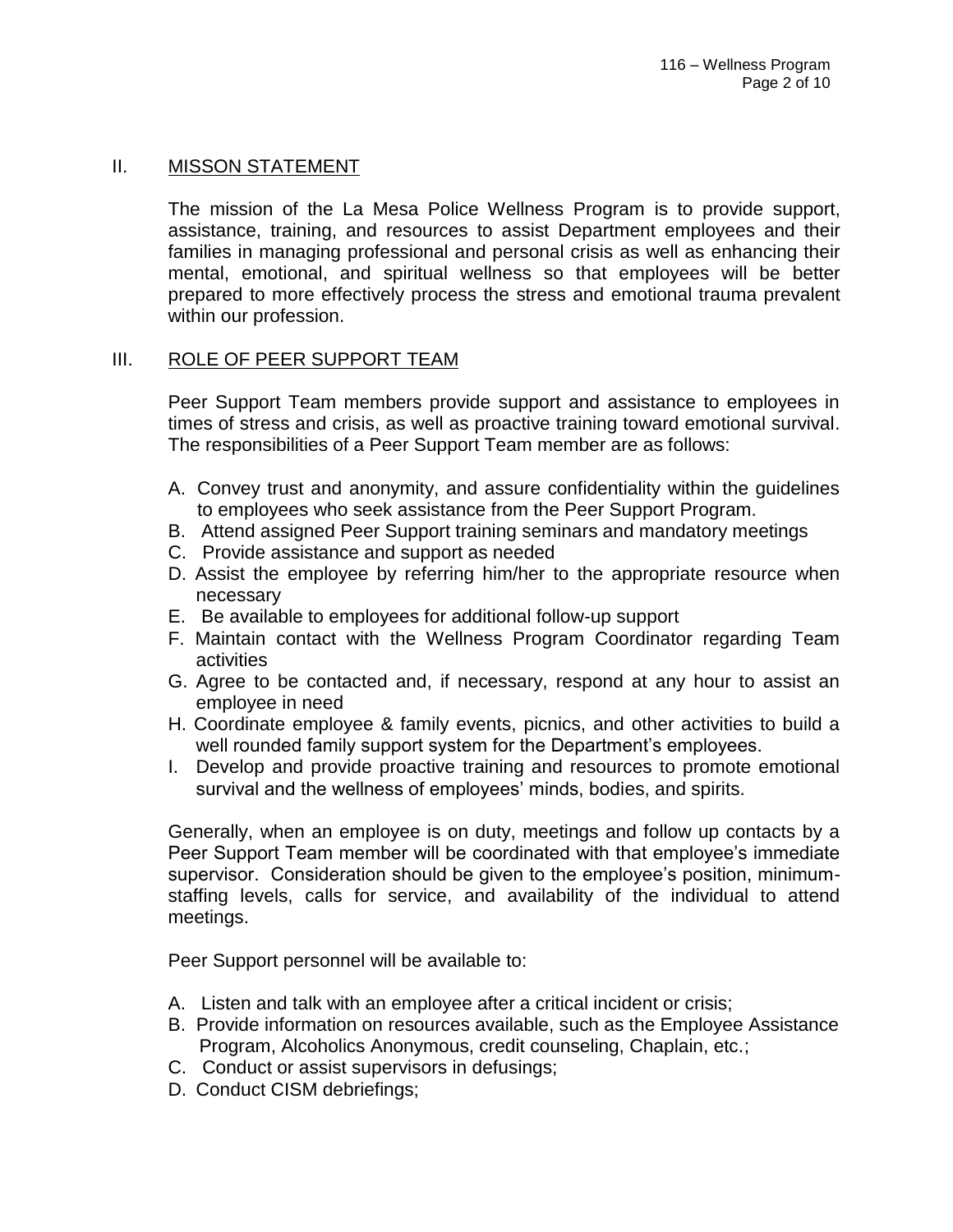## II. MISSON STATEMENT

The mission of the La Mesa Police Wellness Program is to provide support, assistance, training, and resources to assist Department employees and their families in managing professional and personal crisis as well as enhancing their mental, emotional, and spiritual wellness so that employees will be better prepared to more effectively process the stress and emotional trauma prevalent within our profession.

## III. ROLE OF PEER SUPPORT TEAM

Peer Support Team members provide support and assistance to employees in times of stress and crisis, as well as proactive training toward emotional survival. The responsibilities of a Peer Support Team member are as follows:

A. Convey trust and anonymity, and assure confidentiality within the guidelines to employees who seek assistance from the Peer Support Program.
B. Attend assigned Peer Support training seminars and mandatory meetings
C. Provide assistance and support as needed
D. Assist the employee by referring him/her to the appropriate resource when necessary
E. Be available to employees for additional follow-up support
F. Maintain contact with the Wellness Program Coordinator regarding Team activities
G. Agree to be contacted and, if necessary, respond at any hour to assist an employee in need
H. Coordinate employee & family events, picnics, and other activities to build a well rounded family support system for the Department's employees.
I. Develop and provide proactive training and resources to promote emotional survival and the wellness of employees' minds, bodies, and spirits.

Generally, when an employee is on duty, meetings and follow up contacts by a Peer Support Team member will be coordinated with that employee's immediate supervisor. Consideration should be given to the employee's position, minimum-staffing levels, calls for service, and availability of the individual to attend meetings.

Peer Support personnel will be available to:

A. Listen and talk with an employee after a critical incident or crisis;
B. Provide information on resources available, such as the Employee Assistance Program, Alcoholics Anonymous, credit counseling, Chaplain, etc.;
C. Conduct or assist supervisors in defusings;
D. Conduct CISM debriefings;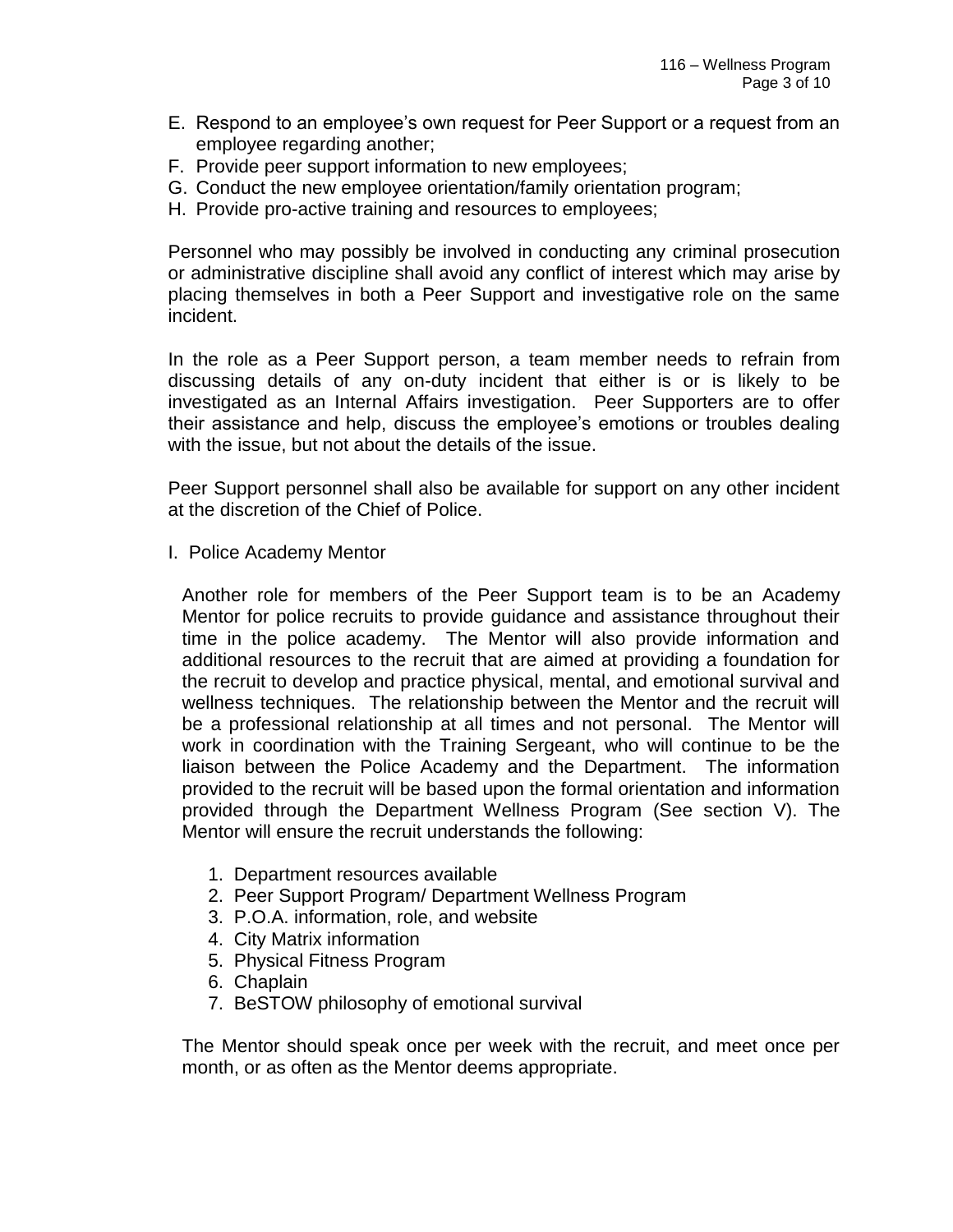E. Respond to an employee's own request for Peer Support or a request from an employee regarding another;
F. Provide peer support information to new employees;
G. Conduct the new employee orientation/family orientation program;
H. Provide pro-active training and resources to employees;

Personnel who may possibly be involved in conducting any criminal prosecution or administrative discipline shall avoid any conflict of interest which may arise by placing themselves in both a Peer Support and investigative role on the same incident.

In the role as a Peer Support person, a team member needs to refrain from discussing details of any on-duty incident that either is or is likely to be investigated as an Internal Affairs investigation. Peer Supporters are to offer their assistance and help, discuss the employee's emotions or troubles dealing with the issue, but not about the details of the issue.

Peer Support personnel shall also be available for support on any other incident at the discretion of the Chief of Police.

I. Police Academy Mentor

Another role for members of the Peer Support team is to be an Academy Mentor for police recruits to provide guidance and assistance throughout their time in the police academy. The Mentor will also provide information and additional resources to the recruit that are aimed at providing a foundation for the recruit to develop and practice physical, mental, and emotional survival and wellness techniques. The relationship between the Mentor and the recruit will be a professional relationship at all times and not personal. The Mentor will work in coordination with the Training Sergeant, who will continue to be the liaison between the Police Academy and the Department. The information provided to the recruit will be based upon the formal orientation and information provided through the Department Wellness Program (See section V). The Mentor will ensure the recruit understands the following:

1. Department resources available
2. Peer Support Program/ Department Wellness Program
3. P.O.A. information, role, and website
4. City Matrix information
5. Physical Fitness Program
6. Chaplain
7. BeSTOW philosophy of emotional survival

The Mentor should speak once per week with the recruit, and meet once per month, or as often as the Mentor deems appropriate.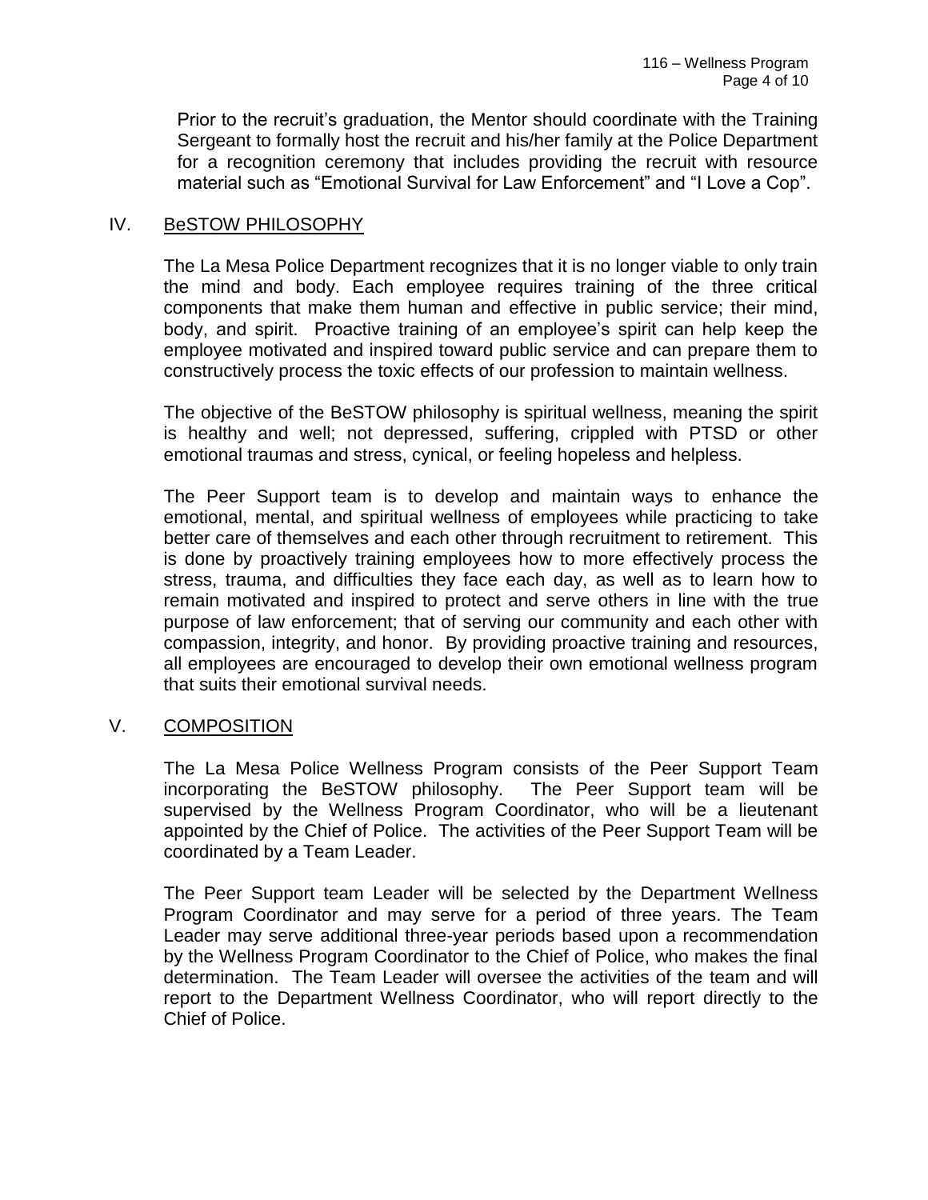Prior to the recruit's graduation, the Mentor should coordinate with the Training Sergeant to formally host the recruit and his/her family at the Police Department for a recognition ceremony that includes providing the recruit with resource material such as "Emotional Survival for Law Enforcement" and "I Love a Cop".

## IV. BeSTOW PHILOSOPHY

The La Mesa Police Department recognizes that it is no longer viable to only train the mind and body. Each employee requires training of the three critical components that make them human and effective in public service; their mind, body, and spirit. Proactive training of an employee's spirit can help keep the employee motivated and inspired toward public service and can prepare them to constructively process the toxic effects of our profession to maintain wellness.

The objective of the BeSTOW philosophy is spiritual wellness, meaning the spirit is healthy and well; not depressed, suffering, crippled with PTSD or other emotional traumas and stress, cynical, or feeling hopeless and helpless.

The Peer Support team is to develop and maintain ways to enhance the emotional, mental, and spiritual wellness of employees while practicing to take better care of themselves and each other through recruitment to retirement. This is done by proactively training employees how to more effectively process the stress, trauma, and difficulties they face each day, as well as to learn how to remain motivated and inspired to protect and serve others in line with the true purpose of law enforcement; that of serving our community and each other with compassion, integrity, and honor. By providing proactive training and resources, all employees are encouraged to develop their own emotional wellness program that suits their emotional survival needs.

## V. COMPOSITION

The La Mesa Police Wellness Program consists of the Peer Support Team incorporating the BeSTOW philosophy. The Peer Support team will be supervised by the Wellness Program Coordinator, who will be a lieutenant appointed by the Chief of Police. The activities of the Peer Support Team will be coordinated by a Team Leader.

The Peer Support team Leader will be selected by the Department Wellness Program Coordinator and may serve for a period of three years. The Team Leader may serve additional three-year periods based upon a recommendation by the Wellness Program Coordinator to the Chief of Police, who makes the final determination. The Team Leader will oversee the activities of the team and will report to the Department Wellness Coordinator, who will report directly to the Chief of Police.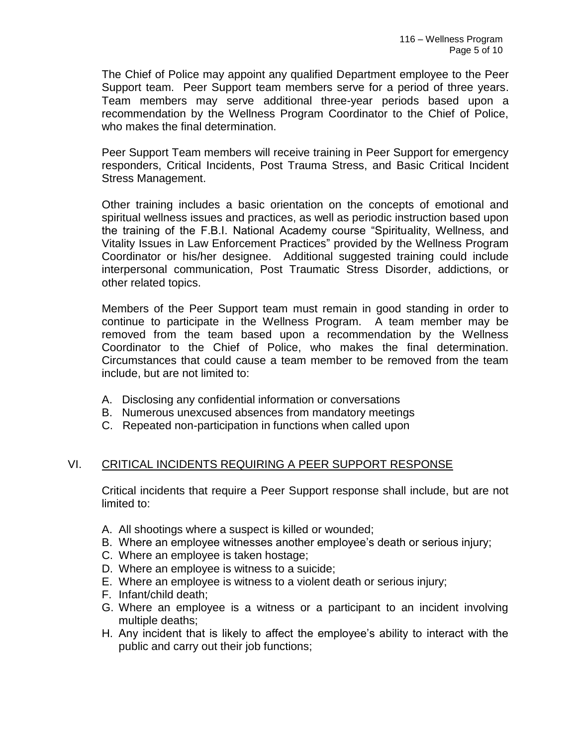The Chief of Police may appoint any qualified Department employee to the Peer Support team. Peer Support team members serve for a period of three years. Team members may serve additional three-year periods based upon a recommendation by the Wellness Program Coordinator to the Chief of Police, who makes the final determination.

Peer Support Team members will receive training in Peer Support for emergency responders, Critical Incidents, Post Trauma Stress, and Basic Critical Incident Stress Management.

Other training includes a basic orientation on the concepts of emotional and spiritual wellness issues and practices, as well as periodic instruction based upon the training of the F.B.I. National Academy course "Spirituality, Wellness, and Vitality Issues in Law Enforcement Practices" provided by the Wellness Program Coordinator or his/her designee. Additional suggested training could include interpersonal communication, Post Traumatic Stress Disorder, addictions, or other related topics.

Members of the Peer Support team must remain in good standing in order to continue to participate in the Wellness Program. A team member may be removed from the team based upon a recommendation by the Wellness Coordinator to the Chief of Police, who makes the final determination. Circumstances that could cause a team member to be removed from the team include, but are not limited to:

A. Disclosing any confidential information or conversations
B. Numerous unexcused absences from mandatory meetings
C. Repeated non-participation in functions when called upon

## VI. CRITICAL INCIDENTS REQUIRING A PEER SUPPORT RESPONSE

Critical incidents that require a Peer Support response shall include, but are not limited to:

A. All shootings where a suspect is killed or wounded;
B. Where an employee witnesses another employee's death or serious injury;
C. Where an employee is taken hostage;
D. Where an employee is witness to a suicide;
E. Where an employee is witness to a violent death or serious injury;
F. Infant/child death;
G. Where an employee is a witness or a participant to an incident involving multiple deaths;
H. Any incident that is likely to affect the employee's ability to interact with the public and carry out their job functions;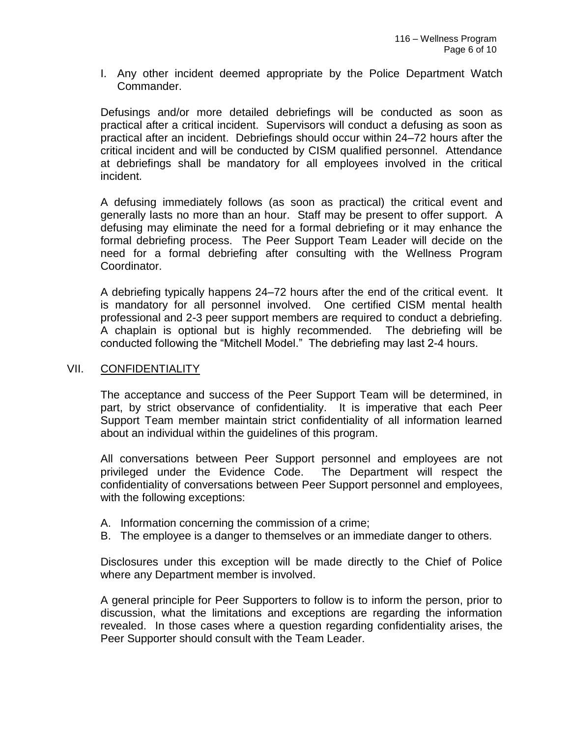I. Any other incident deemed appropriate by the Police Department Watch Commander.

Defusings and/or more detailed debriefings will be conducted as soon as practical after a critical incident. Supervisors will conduct a defusing as soon as practical after an incident. Debriefings should occur within 24–72 hours after the critical incident and will be conducted by CISM qualified personnel. Attendance at debriefings shall be mandatory for all employees involved in the critical incident.

A defusing immediately follows (as soon as practical) the critical event and generally lasts no more than an hour. Staff may be present to offer support. A defusing may eliminate the need for a formal debriefing or it may enhance the formal debriefing process. The Peer Support Team Leader will decide on the need for a formal debriefing after consulting with the Wellness Program Coordinator.

A debriefing typically happens 24–72 hours after the end of the critical event. It is mandatory for all personnel involved. One certified CISM mental health professional and 2-3 peer support members are required to conduct a debriefing. A chaplain is optional but is highly recommended. The debriefing will be conducted following the "Mitchell Model." The debriefing may last 2-4 hours.

## VII. CONFIDENTIALITY

The acceptance and success of the Peer Support Team will be determined, in part, by strict observance of confidentiality. It is imperative that each Peer Support Team member maintain strict confidentiality of all information learned about an individual within the guidelines of this program.

All conversations between Peer Support personnel and employees are not privileged under the Evidence Code. The Department will respect the confidentiality of conversations between Peer Support personnel and employees, with the following exceptions:

A. Information concerning the commission of a crime;
B. The employee is a danger to themselves or an immediate danger to others.

Disclosures under this exception will be made directly to the Chief of Police where any Department member is involved.

A general principle for Peer Supporters to follow is to inform the person, prior to discussion, what the limitations and exceptions are regarding the information revealed. In those cases where a question regarding confidentiality arises, the Peer Supporter should consult with the Team Leader.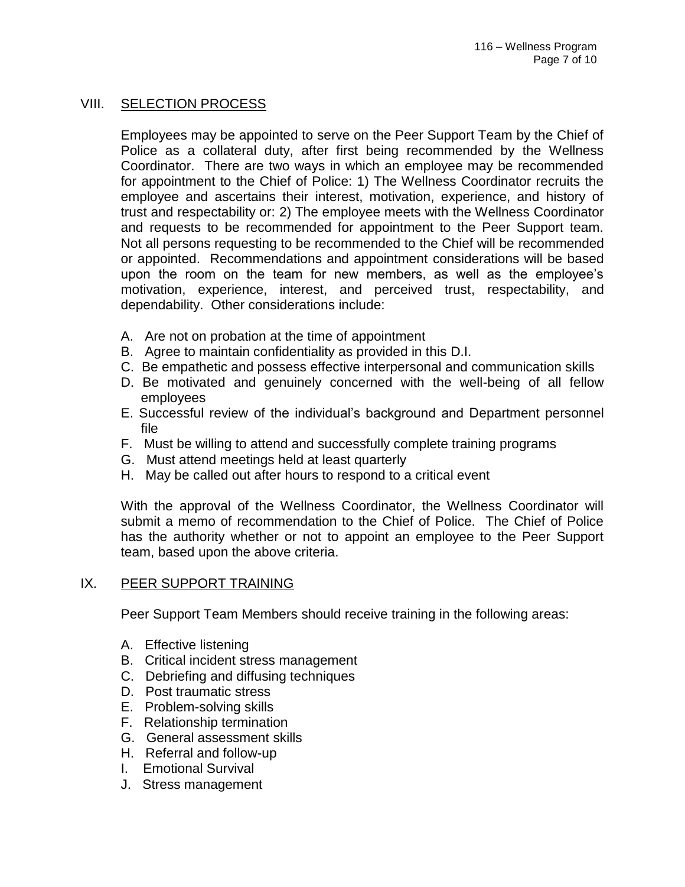## VIII. SELECTION PROCESS

Employees may be appointed to serve on the Peer Support Team by the Chief of Police as a collateral duty, after first being recommended by the Wellness Coordinator. There are two ways in which an employee may be recommended for appointment to the Chief of Police: 1) The Wellness Coordinator recruits the employee and ascertains their interest, motivation, experience, and history of trust and respectability or: 2) The employee meets with the Wellness Coordinator and requests to be recommended for appointment to the Peer Support team. Not all persons requesting to be recommended to the Chief will be recommended or appointed. Recommendations and appointment considerations will be based upon the room on the team for new members, as well as the employee's motivation, experience, interest, and perceived trust, respectability, and dependability. Other considerations include:

A. Are not on probation at the time of appointment
B. Agree to maintain confidentiality as provided in this D.I.
C. Be empathetic and possess effective interpersonal and communication skills
D. Be motivated and genuinely concerned with the well-being of all fellow employees
E. Successful review of the individual's background and Department personnel file
F. Must be willing to attend and successfully complete training programs
G. Must attend meetings held at least quarterly
H. May be called out after hours to respond to a critical event

With the approval of the Wellness Coordinator, the Wellness Coordinator will submit a memo of recommendation to the Chief of Police. The Chief of Police has the authority whether or not to appoint an employee to the Peer Support team, based upon the above criteria.

## IX. PEER SUPPORT TRAINING

Peer Support Team Members should receive training in the following areas:

A. Effective listening
B. Critical incident stress management
C. Debriefing and diffusing techniques
D. Post traumatic stress
E. Problem-solving skills
F. Relationship termination
G. General assessment skills
H. Referral and follow-up
I. Emotional Survival
J. Stress management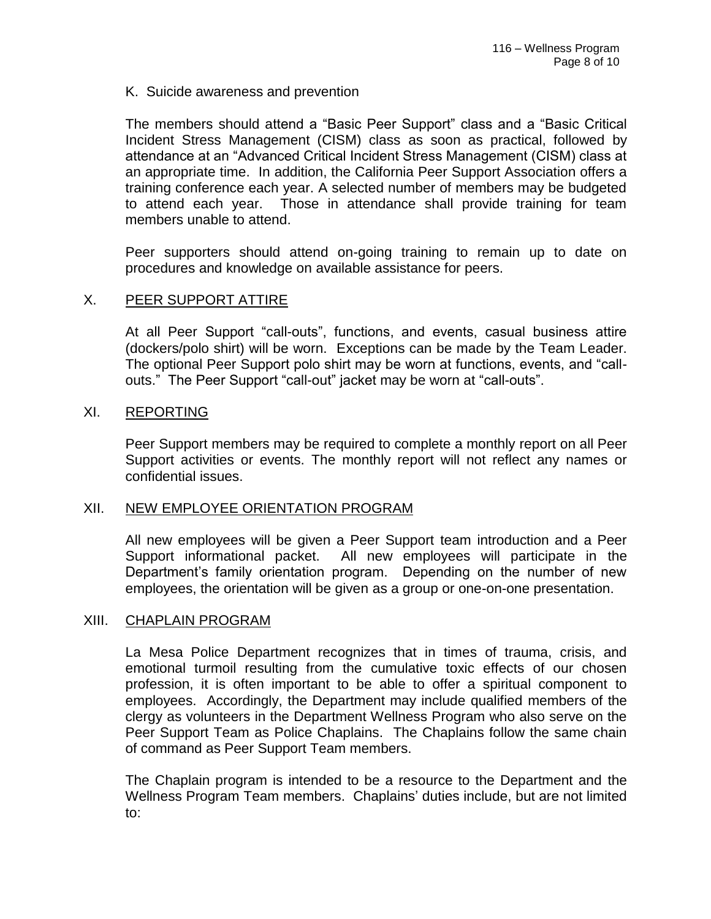K. Suicide awareness and prevention

The members should attend a “Basic Peer Support” class and a “Basic Critical Incident Stress Management (CISM) class as soon as practical, followed by attendance at an “Advanced Critical Incident Stress Management (CISM) class at an appropriate time. In addition, the California Peer Support Association offers a training conference each year. A selected number of members may be budgeted to attend each year. Those in attendance shall provide training for team members unable to attend.

Peer supporters should attend on-going training to remain up to date on procedures and knowledge on available assistance for peers.

## X. PEER SUPPORT ATTIRE

At all Peer Support “call-outs”, functions, and events, casual business attire (dockers/polo shirt) will be worn. Exceptions can be made by the Team Leader. The optional Peer Support polo shirt may be worn at functions, events, and “call-outs.” The Peer Support “call-out” jacket may be worn at “call-outs”.

## XI. REPORTING

Peer Support members may be required to complete a monthly report on all Peer Support activities or events. The monthly report will not reflect any names or confidential issues.

## XII. NEW EMPLOYEE ORIENTATION PROGRAM

All new employees will be given a Peer Support team introduction and a Peer Support informational packet. All new employees will participate in the Department’s family orientation program. Depending on the number of new employees, the orientation will be given as a group or one-on-one presentation.

## XIII. CHAPLAIN PROGRAM

La Mesa Police Department recognizes that in times of trauma, crisis, and emotional turmoil resulting from the cumulative toxic effects of our chosen profession, it is often important to be able to offer a spiritual component to employees. Accordingly, the Department may include qualified members of the clergy as volunteers in the Department Wellness Program who also serve on the Peer Support Team as Police Chaplains. The Chaplains follow the same chain of command as Peer Support Team members.

The Chaplain program is intended to be a resource to the Department and the Wellness Program Team members. Chaplains’ duties include, but are not limited to: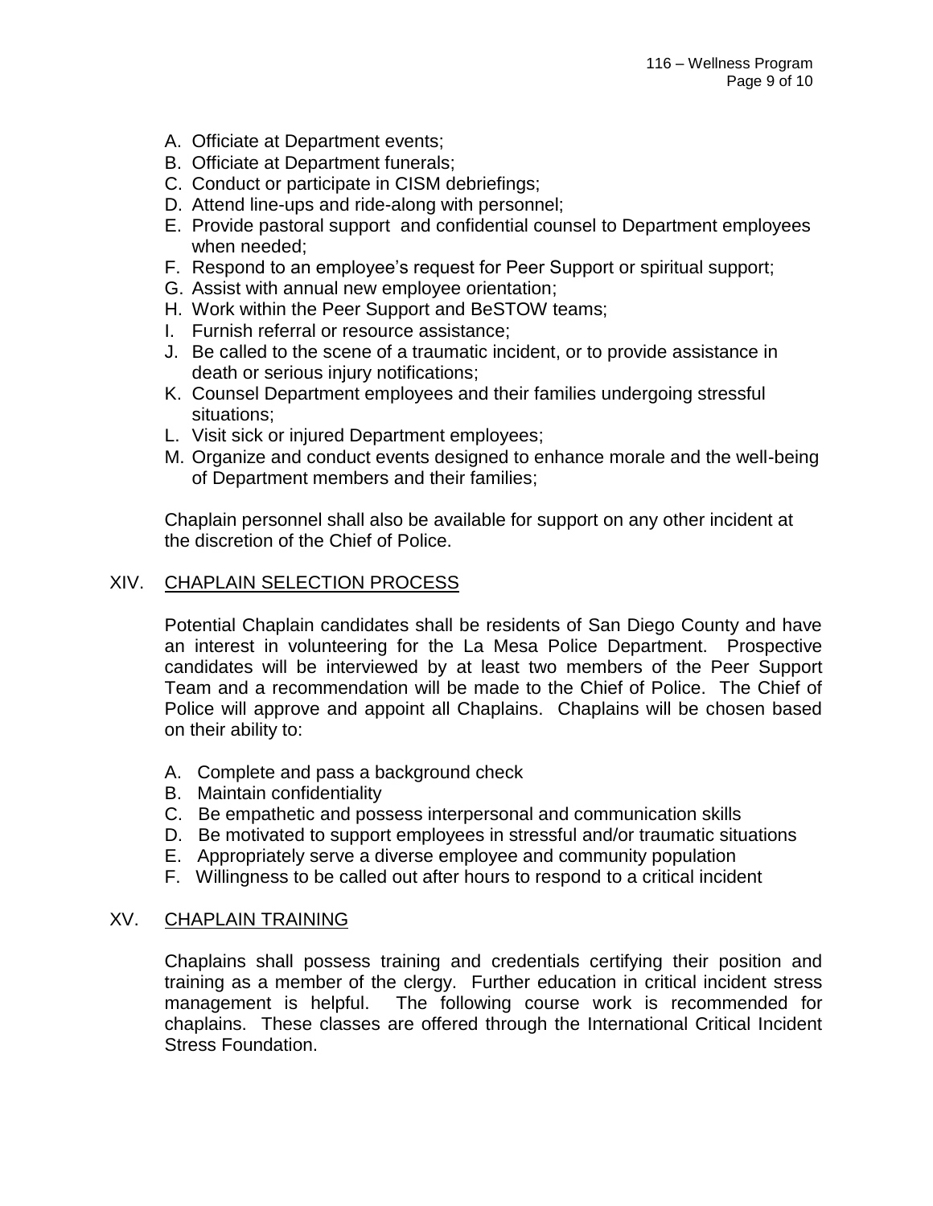A. Officiate at Department events;
B. Officiate at Department funerals;
C. Conduct or participate in CISM debriefings;
D. Attend line-ups and ride-along with personnel;
E. Provide pastoral support and confidential counsel to Department employees when needed;
F. Respond to an employee's request for Peer Support or spiritual support;
G. Assist with annual new employee orientation;
H. Work within the Peer Support and BeSTOW teams;
I. Furnish referral or resource assistance;
J. Be called to the scene of a traumatic incident, or to provide assistance in death or serious injury notifications;
K. Counsel Department employees and their families undergoing stressful situations;
L. Visit sick or injured Department employees;
M. Organize and conduct events designed to enhance morale and the well-being of Department members and their families;

Chaplain personnel shall also be available for support on any other incident at the discretion of the Chief of Police.

## XIV. CHAPLAIN SELECTION PROCESS

Potential Chaplain candidates shall be residents of San Diego County and have an interest in volunteering for the La Mesa Police Department. Prospective candidates will be interviewed by at least two members of the Peer Support Team and a recommendation will be made to the Chief of Police. The Chief of Police will approve and appoint all Chaplains. Chaplains will be chosen based on their ability to:

A. Complete and pass a background check
B. Maintain confidentiality
C. Be empathetic and possess interpersonal and communication skills
D. Be motivated to support employees in stressful and/or traumatic situations
E. Appropriately serve a diverse employee and community population
F. Willingness to be called out after hours to respond to a critical incident

## XV. CHAPLAIN TRAINING

Chaplains shall possess training and credentials certifying their position and training as a member of the clergy. Further education in critical incident stress management is helpful. The following course work is recommended for chaplains. These classes are offered through the International Critical Incident Stress Foundation.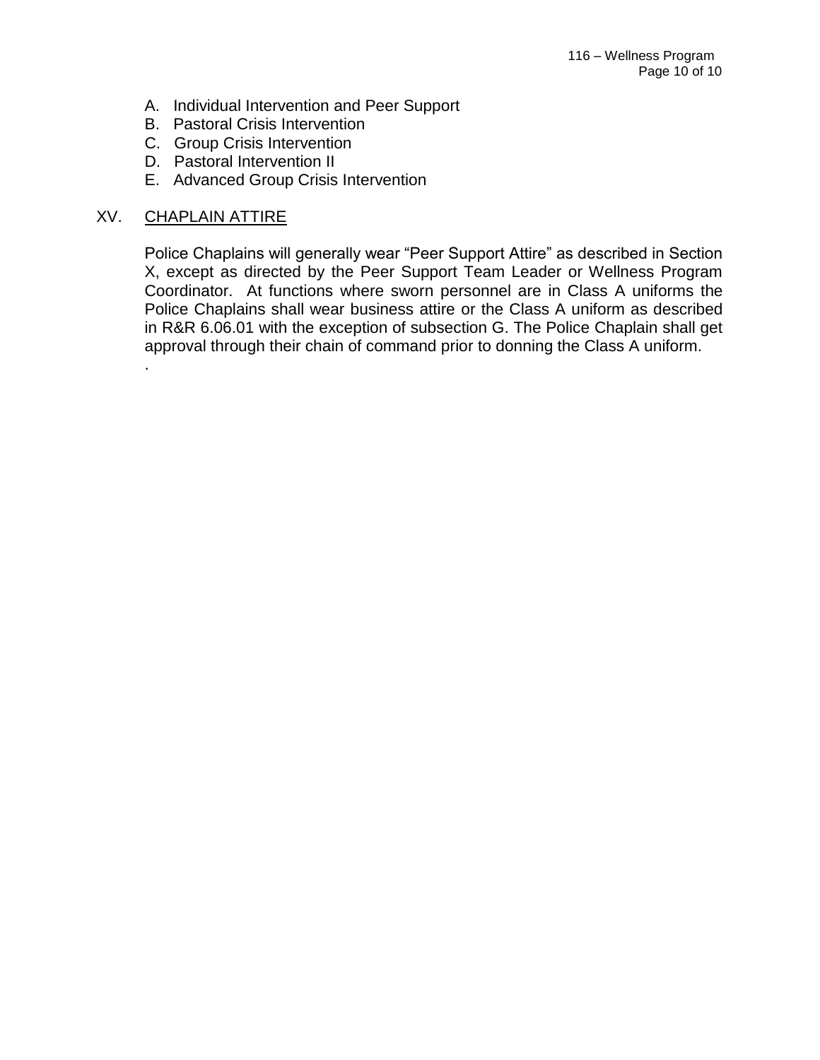A. Individual Intervention and Peer Support
B. Pastoral Crisis Intervention
C. Group Crisis Intervention
D. Pastoral Intervention II
E. Advanced Group Crisis Intervention

## XV. CHAPLAIN ATTIRE

Police Chaplains will generally wear "Peer Support Attire" as described in Section X, except as directed by the Peer Support Team Leader or Wellness Program Coordinator. At functions where sworn personnel are in Class A uniforms the Police Chaplains shall wear business attire or the Class A uniform as described in R&R 6.06.01 with the exception of subsection G. The Police Chaplain shall get approval through their chain of command prior to donning the Class A uniform.

.